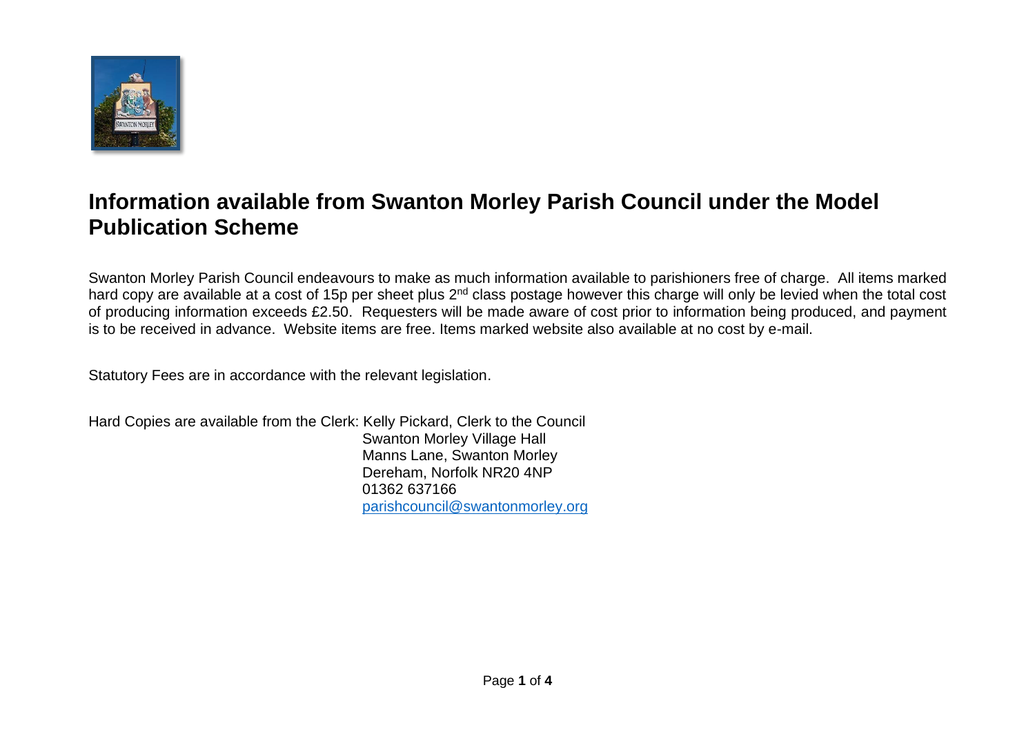# Information available from Swanton Morley Parish Council under the Model Publication Scheme

Swanton Morley Parish Council endeavours to make as much information available to parishioners free of charge. All items marked hard copy are available at a cost of 15p per sheet plus 2nd class postage however this charge will only be levied when the total cost of producing information exceeds £2.50. Requesters will be made aware of cost prior to information being produced, and payment is to be received in advance. Website items are free. Items marked website also available at no cost by e-mail.

Statutory Fees are in accordance with the relevant legislation.

Hard Copies are available from the Clerk: Kelly Pickard, Clerk to the Council
Swanton Morley Village Hall
Manns Lane, Swanton Morley
Dereham, Norfolk NR20 4NP
01362 637166
parishcouncil@swantonmorley.org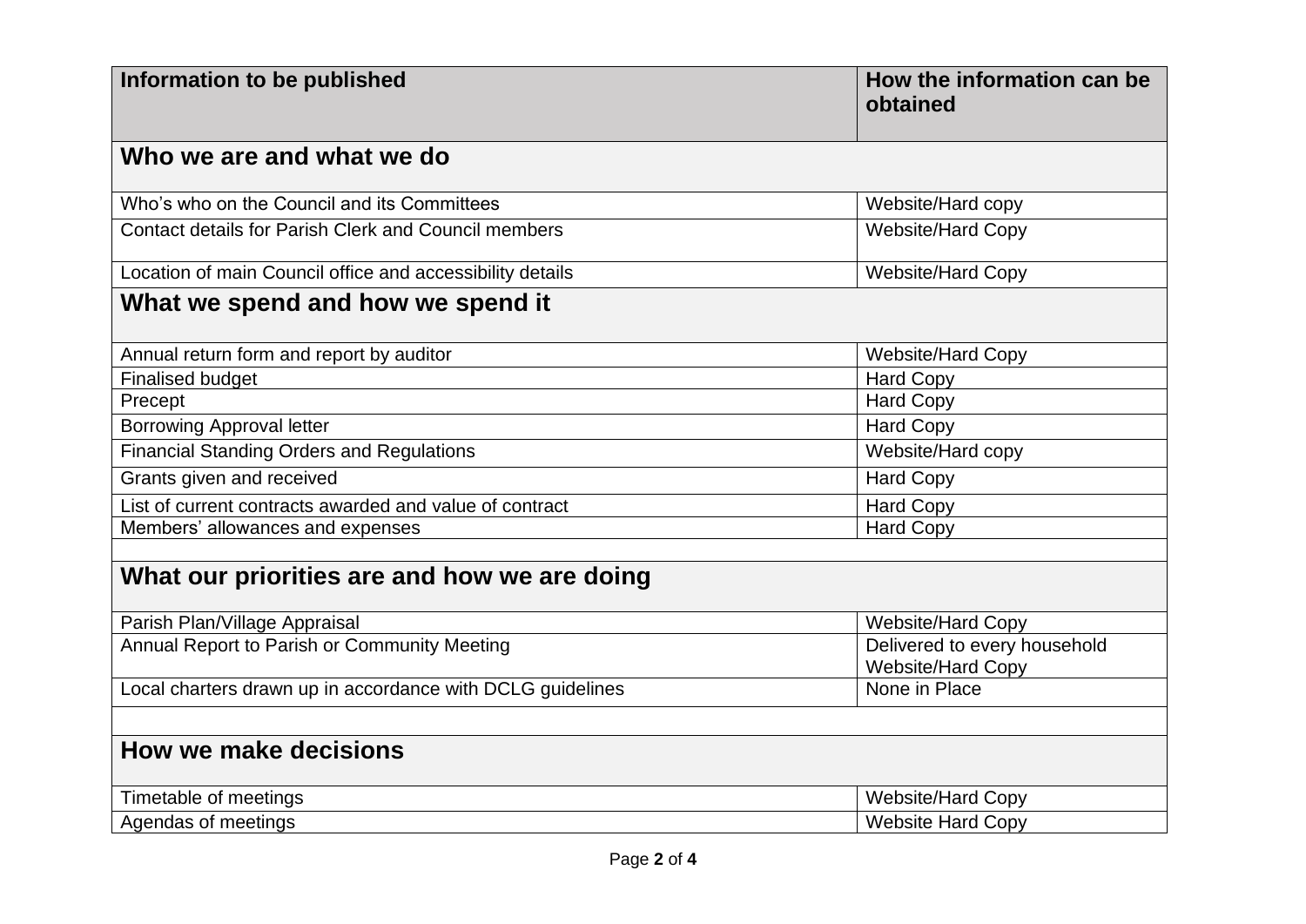| Information to be published | How the information can be obtained |
| --- | --- |
| **Who we are and what we do** | |
| Who's who on the Council and its Committees | Website/Hard copy |
| Contact details for Parish Clerk and Council members | Website/Hard Copy |
| Location of main Council office and accessibility details | Website/Hard Copy |
| **What we spend and how we spend it** | |
| Annual return form and report by auditor | Website/Hard Copy |
| Finalised budget | Hard Copy |
| Precept | Hard Copy |
| Borrowing Approval letter | Hard Copy |
| Financial Standing Orders and Regulations | Website/Hard copy |
| Grants given and received | Hard Copy |
| List of current contracts awarded and value of contract | Hard Copy |
| Members' allowances and expenses | Hard Copy |
| | |
| **What our priorities are and how we are doing** | |
| Parish Plan/Village Appraisal | Website/Hard Copy |
| Annual Report to Parish or Community Meeting | Delivered to every household Website/Hard Copy |
| Local charters drawn up in accordance with DCLG guidelines | None in Place |
| | |
| **How we make decisions** | |
| Timetable of meetings | Website/Hard Copy |
| Agendas of meetings | Website Hard Copy |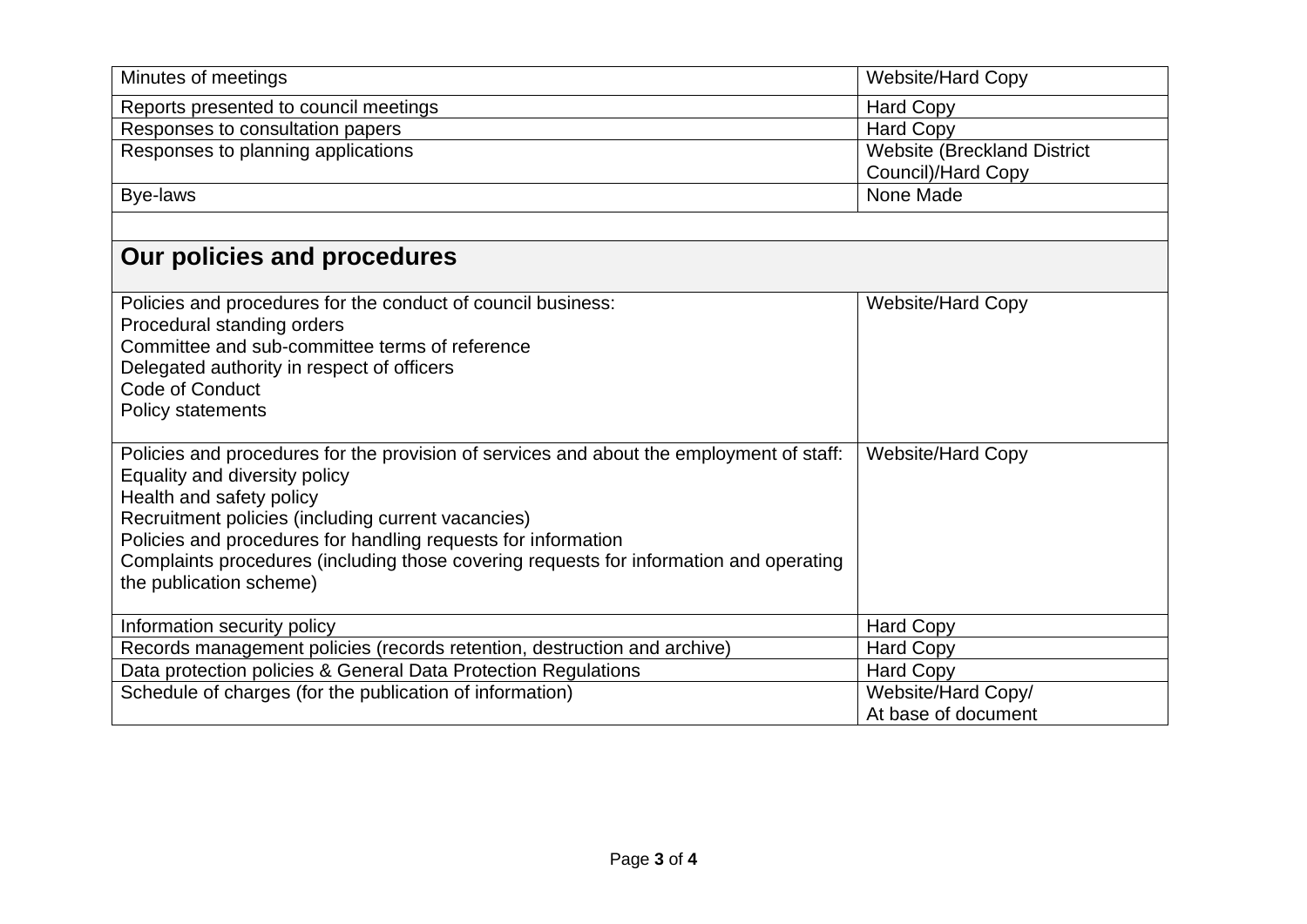| | |
|---|---|
| Minutes of meetings | Website/Hard Copy |
| Reports presented to council meetings | Hard Copy |
| Responses to consultation papers | Hard Copy |
| Responses to planning applications | Website (Breckland District Council)/Hard Copy |
| Bye-laws | None Made |

## Our policies and procedures

| | |
|---|---|
| Policies and procedures for the conduct of council business:<br>Procedural standing orders<br>Committee and sub-committee terms of reference<br>Delegated authority in respect of officers<br>Code of Conduct<br>Policy statements | Website/Hard Copy |
| Policies and procedures for the provision of services and about the employment of staff:<br>Equality and diversity policy<br>Health and safety policy<br>Recruitment policies (including current vacancies)<br>Policies and procedures for handling requests for information<br>Complaints procedures (including those covering requests for information and operating the publication scheme) | Website/Hard Copy |
| Information security policy | Hard Copy |
| Records management policies (records retention, destruction and archive) | Hard Copy |
| Data protection policies & General Data Protection Regulations | Hard Copy |
| Schedule of charges (for the publication of information) | Website/Hard Copy/<br>At base of document |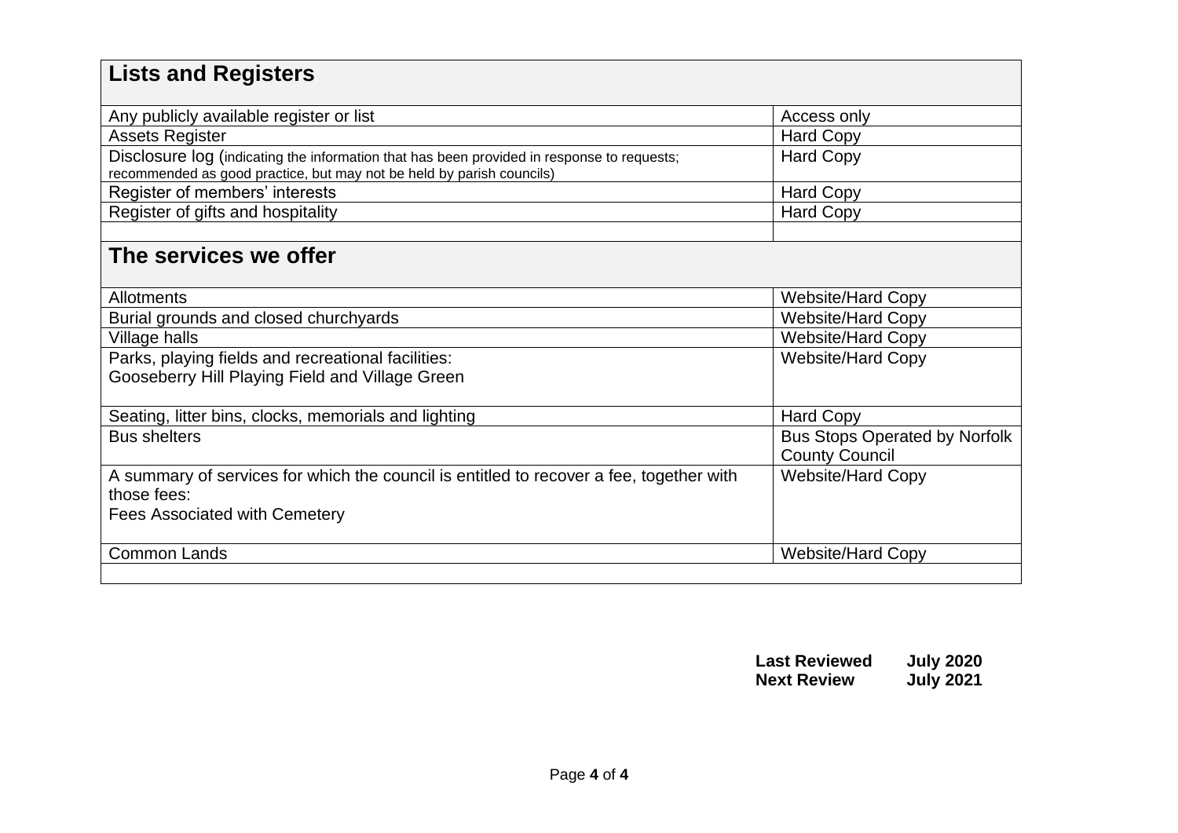| | |
|---|---|
| **Lists and Registers** | |
| Any publicly available register or list | Access only |
| Assets Register | Hard Copy |
| Disclosure log (indicating the information that has been provided in response to requests; recommended as good practice, but may not be held by parish councils) | Hard Copy |
| Register of members' interests | Hard Copy |
| Register of gifts and hospitality | Hard Copy |
| | |
| **The services we offer** | |
| Allotments | Website/Hard Copy |
| Burial grounds and closed churchyards | Website/Hard Copy |
| Village halls | Website/Hard Copy |
| Parks, playing fields and recreational facilities:<br>Gooseberry Hill Playing Field and Village Green | Website/Hard Copy |
| Seating, litter bins, clocks, memorials and lighting | Hard Copy |
| Bus shelters | Bus Stops Operated by Norfolk County Council |
| A summary of services for which the council is entitled to recover a fee, together with those fees:<br>Fees Associated with Cemetery | Website/Hard Copy |
| Common Lands | Website/Hard Copy |
| | |

**Last Reviewed** **July 2020**
**Next Review** **July 2021**